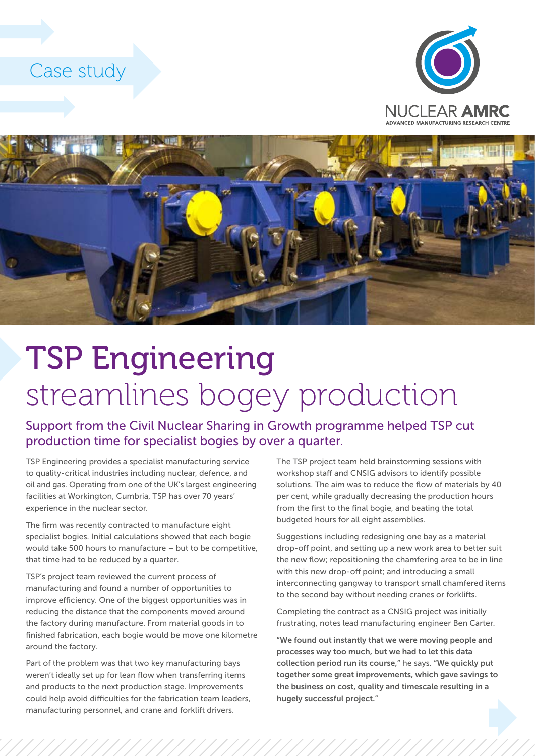Case study

NUCLEAR AMRC
ADVANCED MANUFACTURING RESEARCH CENTRE

# TSP Engineering streamlines bogey production

## Support from the Civil Nuclear Sharing in Growth programme helped TSP cut production time for specialist bogies by over a quarter.

TSP Engineering provides a specialist manufacturing service to quality-critical industries including nuclear, defence, and oil and gas. Operating from one of the UK's largest engineering facilities at Workington, Cumbria, TSP has over 70 years' experience in the nuclear sector.

The firm was recently contracted to manufacture eight specialist bogies. Initial calculations showed that each bogie would take 500 hours to manufacture – but to be competitive, that time had to be reduced by a quarter.

TSP's project team reviewed the current process of manufacturing and found a number of opportunities to improve efficiency. One of the biggest opportunities was in reducing the distance that the components moved around the factory during manufacture. From material goods in to finished fabrication, each bogie would be move one kilometre around the factory.

Part of the problem was that two key manufacturing bays weren't ideally set up for lean flow when transferring items and products to the next production stage. Improvements could help avoid difficulties for the fabrication team leaders, manufacturing personnel, and crane and forklift drivers.

The TSP project team held brainstorming sessions with workshop staff and CNSIG advisors to identify possible solutions. The aim was to reduce the flow of materials by 40 per cent, while gradually decreasing the production hours from the first to the final bogie, and beating the total budgeted hours for all eight assemblies.

Suggestions including redesigning one bay as a material drop-off point, and setting up a new work area to better suit the new flow; repositioning the chamfering area to be in line with this new drop-off point; and introducing a small interconnecting gangway to transport small chamfered items to the second bay without needing cranes or forklifts.

Completing the contract as a CNSIG project was initially frustrating, notes lead manufacturing engineer Ben Carter.

**"We found out instantly that we were moving people and processes way too much, but we had to let this data collection period run its course,"** he says. **"We quickly put together some great improvements, which gave savings to the business on cost, quality and timescale resulting in a hugely successful project."**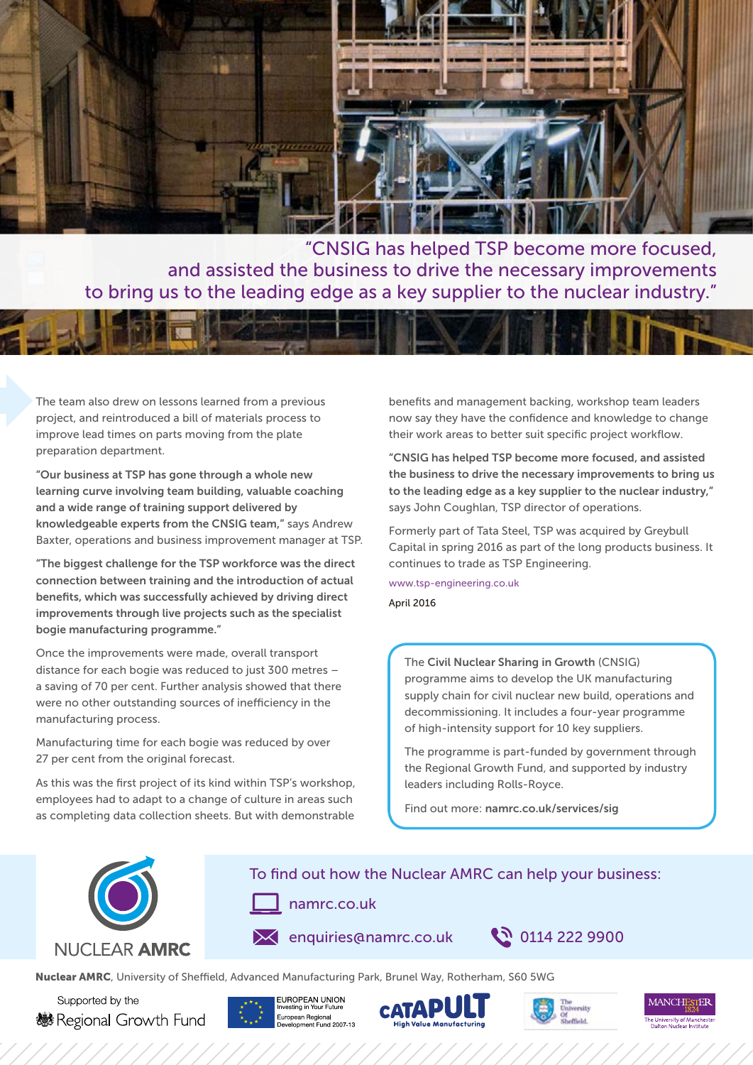"CNSIG has helped TSP become more focused, and assisted the business to drive the necessary improvements to bring us to the leading edge as a key supplier to the nuclear industry."

The team also drew on lessons learned from a previous project, and reintroduced a bill of materials process to improve lead times on parts moving from the plate preparation department.

**"Our business at TSP has gone through a whole new learning curve involving team building, valuable coaching and a wide range of training support delivered by knowledgeable experts from the CNSIG team,"** says Andrew Baxter, operations and business improvement manager at TSP.

**"The biggest challenge for the TSP workforce was the direct connection between training and the introduction of actual benefits, which was successfully achieved by driving direct improvements through live projects such as the specialist bogie manufacturing programme."**

Once the improvements were made, overall transport distance for each bogie was reduced to just 300 metres – a saving of 70 per cent. Further analysis showed that there were no other outstanding sources of inefficiency in the manufacturing process.

Manufacturing time for each bogie was reduced by over 27 per cent from the original forecast.

As this was the first project of its kind within TSP's workshop, employees had to adapt to a change of culture in areas such as completing data collection sheets. But with demonstrable benefits and management backing, workshop team leaders now say they have the confidence and knowledge to change their work areas to better suit specific project workflow.

**"CNSIG has helped TSP become more focused, and assisted the business to drive the necessary improvements to bring us to the leading edge as a key supplier to the nuclear industry,"** says John Coughlan, TSP director of operations.

Formerly part of Tata Steel, TSP was acquired by Greybull Capital in spring 2016 as part of the long products business. It continues to trade as TSP Engineering.

www.tsp-engineering.co.uk

April 2016

The **Civil Nuclear Sharing in Growth** (CNSIG) programme aims to develop the UK manufacturing supply chain for civil nuclear new build, operations and decommissioning. It includes a four-year programme of high-intensity support for 10 key suppliers.

The programme is part-funded by government through the Regional Growth Fund, and supported by industry leaders including Rolls-Royce.

Find out more: **namrc.co.uk/services/sig**

NUCLEAR **AMRC**

To find out how the Nuclear AMRC can help your business:

namrc.co.uk

enquiries@namrc.co.uk

0114 222 9900

**Nuclear AMRC**, University of Sheffield, Advanced Manufacturing Park, Brunel Way, Rotherham, S60 5WG

Supported by the Regional Growth Fund

EUROPEAN UNION Investing in Your Future European Regional Development Fund 2007-13

CATAPULT High Value Manufacturing

The University Of Sheffield.

MANCHESTER 1824 The University of Manchester Dalton Nuclear Institute